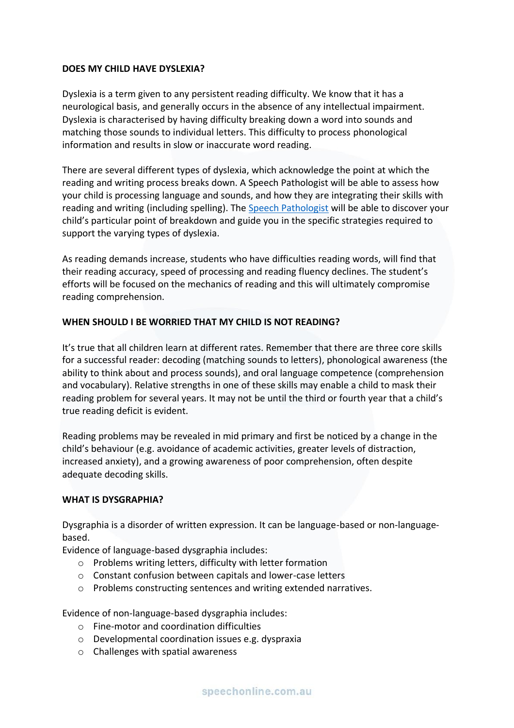## DOES MY CHILD HAVE DYSLEXIA?

Dyslexia is a term given to any persistent reading difficulty. We know that it has a neurological basis, and generally occurs in the absence of any intellectual impairment. Dyslexia is characterised by having difficulty breaking down a word into sounds and matching those sounds to individual letters. This difficulty to process phonological information and results in slow or inaccurate word reading.

There are several different types of dyslexia, which acknowledge the point at which the reading and writing process breaks down. A Speech Pathologist will be able to assess how your child is processing language and sounds, and how they are integrating their skills with reading and writing (including spelling). The Speech Pathologist will be able to discover your child's particular point of breakdown and guide you in the specific strategies required to support the varying types of dyslexia.

As reading demands increase, students who have difficulties reading words, will find that their reading accuracy, speed of processing and reading fluency declines. The student's efforts will be focused on the mechanics of reading and this will ultimately compromise reading comprehension.

## WHEN SHOULD I BE WORRIED THAT MY CHILD IS NOT READING?

It's true that all children learn at different rates. Remember that there are three core skills for a successful reader: decoding (matching sounds to letters), phonological awareness (the ability to think about and process sounds), and oral language competence (comprehension and vocabulary). Relative strengths in one of these skills may enable a child to mask their reading problem for several years. It may not be until the third or fourth year that a child's true reading deficit is evident.

Reading problems may be revealed in mid primary and first be noticed by a change in the child's behaviour (e.g. avoidance of academic activities, greater levels of distraction, increased anxiety), and a growing awareness of poor comprehension, often despite adequate decoding skills.

## WHAT IS DYSGRAPHIA?

Dysgraphia is a disorder of written expression. It can be language-based or non-language-based.

Evidence of language-based dysgraphia includes:

- Problems writing letters, difficulty with letter formation
- Constant confusion between capitals and lower-case letters
- Problems constructing sentences and writing extended narratives.

Evidence of non-language-based dysgraphia includes:

- Fine-motor and coordination difficulties
- Developmental coordination issues e.g. dyspraxia
- Challenges with spatial awareness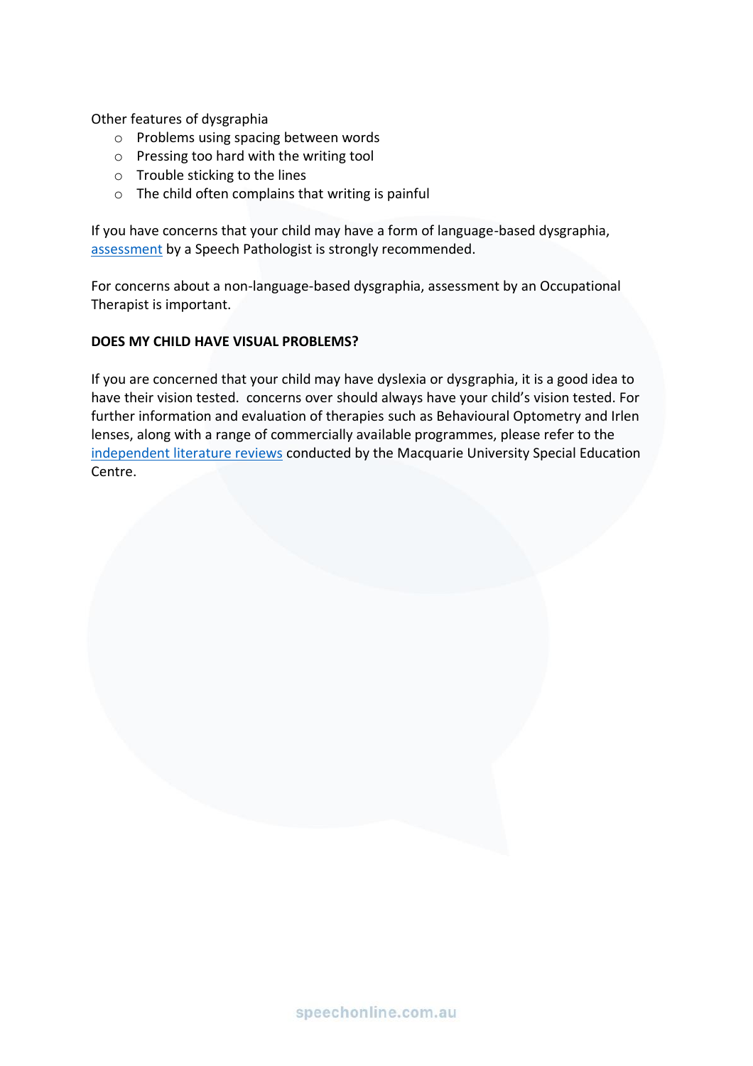Other features of dysgraphia

- Problems using spacing between words
- Pressing too hard with the writing tool
- Trouble sticking to the lines
- The child often complains that writing is painful

If you have concerns that your child may have a form of language-based dysgraphia, [assessment]() by a Speech Pathologist is strongly recommended.

For concerns about a non-language-based dysgraphia, assessment by an Occupational Therapist is important.

**DOES MY CHILD HAVE VISUAL PROBLEMS?**

If you are concerned that your child may have dyslexia or dysgraphia, it is a good idea to have their vision tested.  concerns over should always have your child's vision tested. For further information and evaluation of therapies such as Behavioural Optometry and Irlen lenses, along with a range of commercially available programmes, please refer to the [independent literature reviews]() conducted by the Macquarie University Special Education Centre.